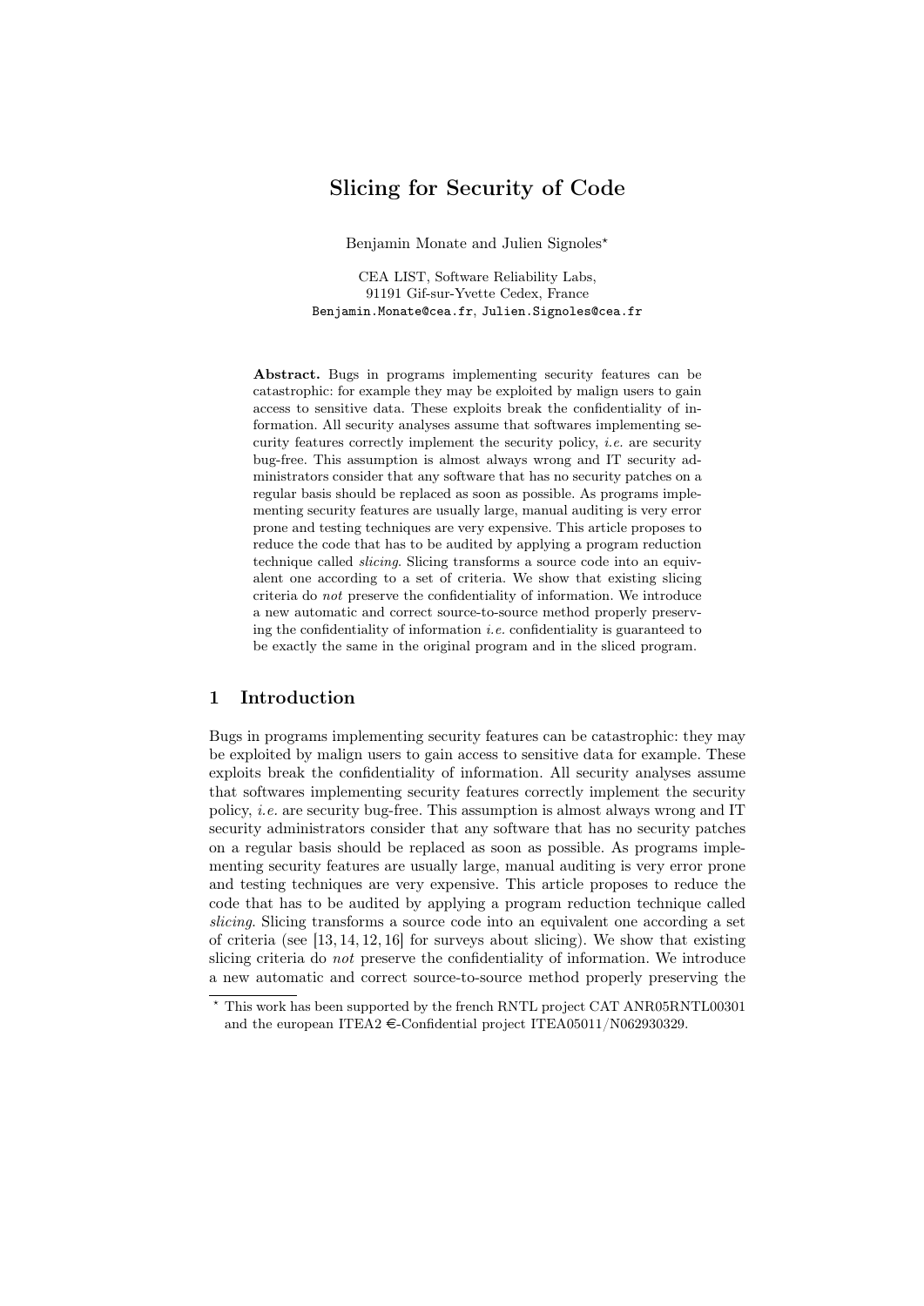# Slicing for Security of Code

Benjamin Monate and Julien Signoles*

CEA LIST, Software Reliability Labs,
91191 Gif-sur-Yvette Cedex, France
Benjamin.Monate@cea.fr, Julien.Signoles@cea.fr

**Abstract.** Bugs in programs implementing security features can be catastrophic: for example they may be exploited by malign users to gain access to sensitive data. These exploits break the confidentiality of information. All security analyses assume that softwares implementing security features correctly implement the security policy, *i.e.* are security bug-free. This assumption is almost always wrong and IT security administrators consider that any software that has no security patches on a regular basis should be replaced as soon as possible. As programs implementing security features are usually large, manual auditing is very error prone and testing techniques are very expensive. This article proposes to reduce the code that has to be audited by applying a program reduction technique called *slicing*. Slicing transforms a source code into an equivalent one according to a set of criteria. We show that existing slicing criteria do *not* preserve the confidentiality of information. We introduce a new automatic and correct source-to-source method properly preserving the confidentiality of information *i.e.* confidentiality is guaranteed to be exactly the same in the original program and in the sliced program.

## 1 Introduction

Bugs in programs implementing security features can be catastrophic: they may be exploited by malign users to gain access to sensitive data for example. These exploits break the confidentiality of information. All security analyses assume that softwares implementing security features correctly implement the security policy, *i.e.* are security bug-free. This assumption is almost always wrong and IT security administrators consider that any software that has no security patches on a regular basis should be replaced as soon as possible. As programs implementing security features are usually large, manual auditing is very error prone and testing techniques are very expensive. This article proposes to reduce the code that has to be audited by applying a program reduction technique called *slicing*. Slicing transforms a source code into an equivalent one according a set of criteria (see [13, 14, 12, 16] for surveys about slicing). We show that existing slicing criteria do *not* preserve the confidentiality of information. We introduce a new automatic and correct source-to-source method properly preserving the

---

* This work has been supported by the french RNTL project CAT ANR05RNTL00301 and the european ITEA2 €-Confidential project ITEA05011/N062930329.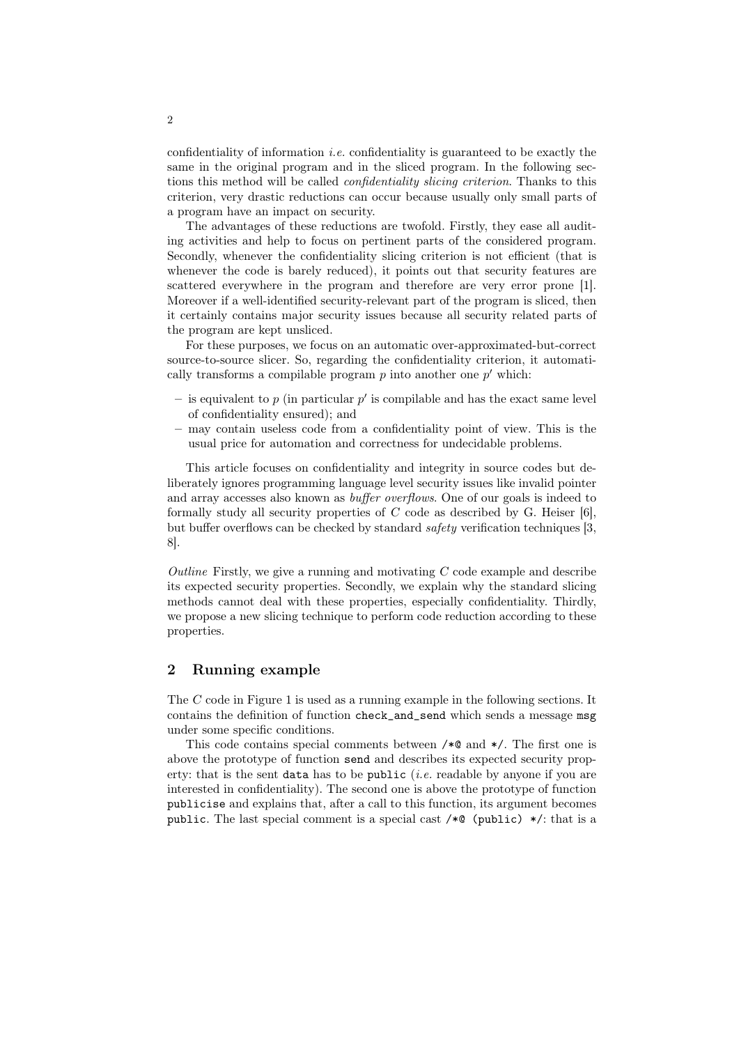confidentiality of information *i.e.* confidentiality is guaranteed to be exactly the same in the original program and in the sliced program. In the following sections this method will be called *confidentiality slicing criterion*. Thanks to this criterion, very drastic reductions can occur because usually only small parts of a program have an impact on security.

The advantages of these reductions are twofold. Firstly, they ease all auditing activities and help to focus on pertinent parts of the considered program. Secondly, whenever the confidentiality slicing criterion is not efficient (that is whenever the code is barely reduced), it points out that security features are scattered everywhere in the program and therefore are very error prone [1]. Moreover if a well-identified security-relevant part of the program is sliced, then it certainly contains major security issues because all security related parts of the program are kept unsliced.

For these purposes, we focus on an automatic over-approximated-but-correct source-to-source slicer. So, regarding the confidentiality criterion, it automatically transforms a compilable program $p$ into another one $p'$ which:

– is equivalent to $p$ (in particular $p'$ is compilable and has the exact same level of confidentiality ensured); and
– may contain useless code from a confidentiality point of view. This is the usual price for automation and correctness for undecidable problems.

This article focuses on confidentiality and integrity in source codes but deliberately ignores programming language level security issues like invalid pointer and array accesses also known as *buffer overflows*. One of our goals is indeed to formally study all security properties of *C* code as described by G. Heiser [6], but buffer overflows can be checked by standard *safety* verification techniques [3, 8].

*Outline* Firstly, we give a running and motivating *C* code example and describe its expected security properties. Secondly, we explain why the standard slicing methods cannot deal with these properties, especially confidentiality. Thirdly, we propose a new slicing technique to perform code reduction according to these properties.

## 2 Running example

The *C* code in Figure 1 is used as a running example in the following sections. It contains the definition of function `check_and_send` which sends a message `msg` under some specific conditions.

This code contains special comments between `/*@` and `*/`. The first one is above the prototype of function `send` and describes its expected security property: that is the sent `data` has to be `public` (*i.e.* readable by anyone if you are interested in confidentiality). The second one is above the prototype of function `publicise` and explains that, after a call to this function, its argument becomes `public`. The last special comment is a special cast `/*@ (public) */`: that is a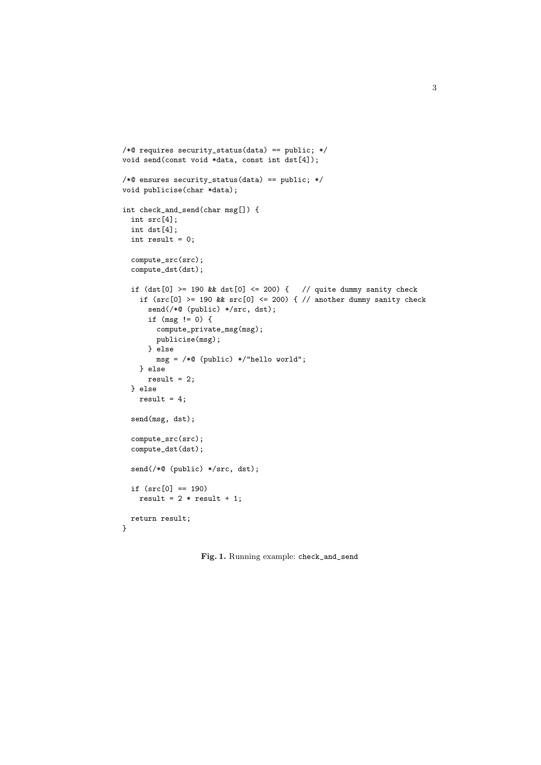```
/*@ requires security_status(data) == public; */
void send(const void *data, const int dst[4]);

/*@ ensures security_status(data) == public; */
void publicise(char *data);

int check_and_send(char msg[]) {
  int src[4];
  int dst[4];
  int result = 0;

  compute_src(src);
  compute_dst(dst);

  if (dst[0] >= 190 && dst[0] <= 200) {   // quite dummy sanity check
    if (src[0] >= 190 && src[0] <= 200) { // another dummy sanity check
      send(/*@ (public) */src, dst);
      if (msg != 0) {
        compute_private_msg(msg);
        publicise(msg);
      } else
        msg = /*@ (public) */"hello world";
    } else
      result = 2;
  } else
    result = 4;

  send(msg, dst);

  compute_src(src);
  compute_dst(dst);

  send(/*@ (public) */src, dst);

  if (src[0] == 190)
    result = 2 * result + 1;

  return result;
}
```

**Fig. 1.** Running example: `check_and_send`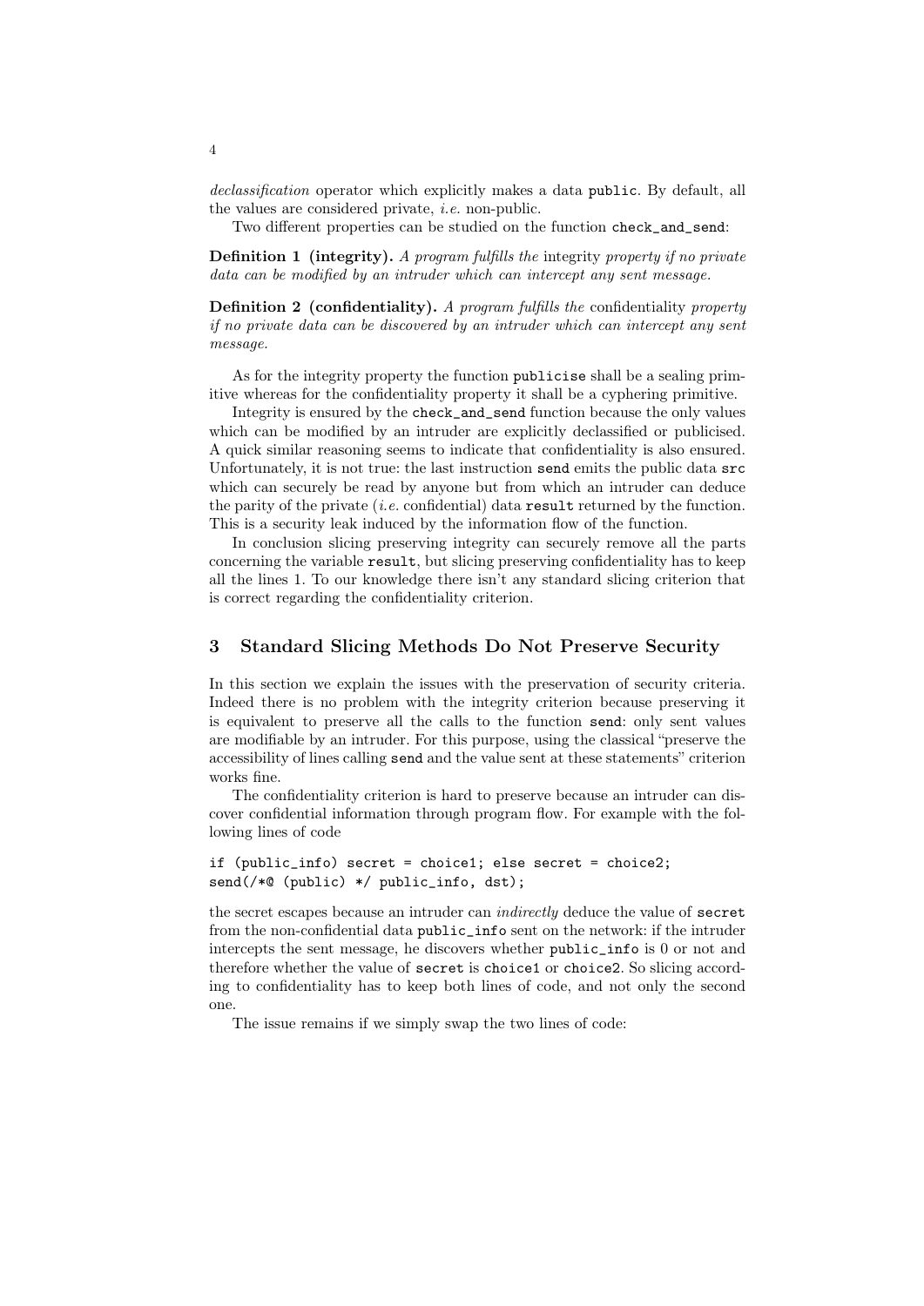*declassification* operator which explicitly makes a data `public`. By default, all the values are considered private, *i.e.* non-public.

Two different properties can be studied on the function `check_and_send`:

**Definition 1 (integrity).** *A program fulfills the* integrity *property if no private data can be modified by an intruder which can intercept any sent message.*

**Definition 2 (confidentiality).** *A program fulfills the* confidentiality *property if no private data can be discovered by an intruder which can intercept any sent message.*

As for the integrity property the function `publicise` shall be a sealing primitive whereas for the confidentiality property it shall be a cyphering primitive.

Integrity is ensured by the `check_and_send` function because the only values which can be modified by an intruder are explicitly declassified or publicised. A quick similar reasoning seems to indicate that confidentiality is also ensured. Unfortunately, it is not true: the last instruction `send` emits the public data `src` which can securely be read by anyone but from which an intruder can deduce the parity of the private (*i.e.* confidential) data `result` returned by the function. This is a security leak induced by the information flow of the function.

In conclusion slicing preserving integrity can securely remove all the parts concerning the variable `result`, but slicing preserving confidentiality has to keep all the lines 1. To our knowledge there isn't any standard slicing criterion that is correct regarding the confidentiality criterion.

## 3 Standard Slicing Methods Do Not Preserve Security

In this section we explain the issues with the preservation of security criteria. Indeed there is no problem with the integrity criterion because preserving it is equivalent to preserve all the calls to the function `send`: only sent values are modifiable by an intruder. For this purpose, using the classical "preserve the accessibility of lines calling `send` and the value sent at these statements" criterion works fine.

The confidentiality criterion is hard to preserve because an intruder can discover confidential information through program flow. For example with the following lines of code

```
if (public_info) secret = choice1; else secret = choice2;
send(/*@ (public) */ public_info, dst);
```

the secret escapes because an intruder can *indirectly* deduce the value of `secret` from the non-confidential data `public_info` sent on the network: if the intruder intercepts the sent message, he discovers whether `public_info` is 0 or not and therefore whether the value of `secret` is `choice1` or `choice2`. So slicing according to confidentiality has to keep both lines of code, and not only the second one.

The issue remains if we simply swap the two lines of code: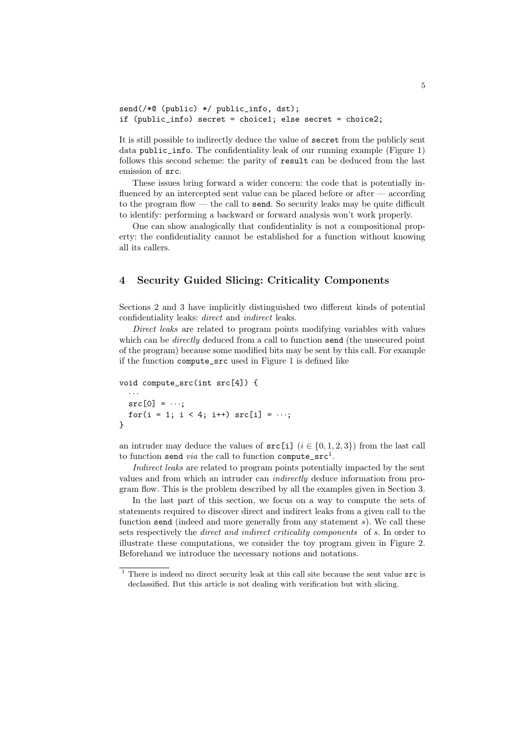```
send(/*@ (public) */ public_info, dst);
if (public_info) secret = choice1; else secret = choice2;
```

It is still possible to indirectly deduce the value of `secret` from the publicly sent data `public_info`. The confidentiality leak of our running example (Figure 1) follows this second scheme: the parity of `result` can be deduced from the last emission of `src`.

These issues bring forward a wider concern: the code that is potentially influenced by an intercepted sent value can be placed before or after — according to the program flow — the call to `send`. So security leaks may be quite difficult to identify: performing a backward or forward analysis won't work properly.

One can show analogically that confidentiality is not a compositional property: the confidentiality cannot be established for a function without knowing all its callers.

## 4 Security Guided Slicing: Criticality Components

Sections 2 and 3 have implicitly distinguished two different kinds of potential confidentiality leaks: *direct* and *indirect* leaks.

*Direct leaks* are related to program points modifying variables with values which can be *directly* deduced from a call to function `send` (the unsecured point of the program) because some modified bits may be sent by this call. For example if the function `compute_src` used in Figure 1 is defined like

```
void compute_src(int src[4]) {
  ...
  src[0] = ...;
  for(i = 1; i < 4; i++) src[i] = ...;
}
```

an intruder may deduce the values of `src[i]` ($i \in \{0, 1, 2, 3\}$) from the last call to function `send` *via* the call to function `compute_src`[1].

*Indirect leaks* are related to program points potentially impacted by the sent values and from which an intruder can *indirectly* deduce information from program flow. This is the problem described by all the examples given in Section 3.

In the last part of this section, we focus on a way to compute the sets of statements required to discover direct and indirect leaks from a given call to the function `send` (indeed and more generally from any statement $s$). We call these sets respectively the *direct and indirect criticality components* of $s$. In order to illustrate these computations, we consider the toy program given in Figure 2. Beforehand we introduce the necessary notions and notations.

---

[1] There is indeed no direct security leak at this call site because the sent value `src` is declassified. But this article is not dealing with verification but with slicing.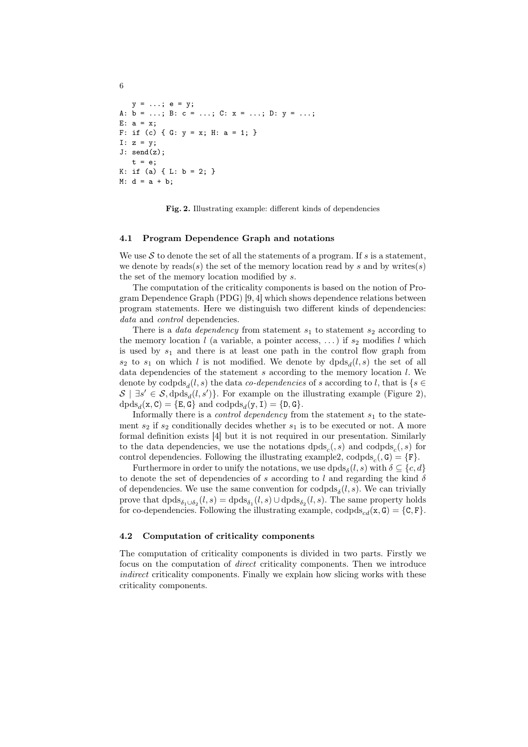```
   y = ...; e = y;
A: b = ...; B: c = ...; C: x = ...; D: y = ...;
E: a = x;
F: if (c) { G: y = x; H: a = 1; }
I: z = y;
J: send(z);
   t = e;
K: if (a) { L: b = 2; }
M: d = a + b;
```

**Fig. 2.** Illustrating example: different kinds of dependencies

### 4.1 Program Dependence Graph and notations

We use $\mathcal{S}$ to denote the set of all the statements of a program. If $s$ is a statement, we denote by $\mathrm{reads}(s)$ the set of the memory location read by $s$ and by $\mathrm{writes}(s)$ the set of the memory location modified by $s$.

The computation of the criticality components is based on the notion of Program Dependence Graph (PDG) [9, 4] which shows dependence relations between program statements. Here we distinguish two different kinds of dependencies: *data* and *control* dependencies.

There is a *data dependency* from statement $s_1$ to statement $s_2$ according to the memory location $l$ (a variable, a pointer access, ...) if $s_2$ modifies $l$ which is used by $s_1$ and there is at least one path in the control flow graph from $s_2$ to $s_1$ on which $l$ is not modified. We denote by $\mathrm{dpds}_d(l, s)$ the set of all data dependencies of the statement $s$ according to the memory location $l$. We denote by $\mathrm{codpds}_d(l, s)$ the data *co-dependencies* of $s$ according to $l$, that is $\{s \in \mathcal{S} \mid \exists s' \in \mathcal{S}, \mathrm{dpds}_d(l, s')\}$. For example on the illustrating example (Figure 2), $\mathrm{dpds}_d(\mathtt{x}, \mathtt{C}) = \{\mathtt{E}, \mathtt{G}\}$ and $\mathrm{codpds}_d(\mathtt{y}, \mathtt{I}) = \{\mathtt{D}, \mathtt{G}\}$.

Informally there is a *control dependency* from the statement $s_1$ to the statement $s_2$ if $s_2$ conditionally decides whether $s_1$ is to be executed or not. A more formal definition exists [4] but it is not required in our presentation. Similarly to the data dependencies, we use the notations $\mathrm{dpds}_c(, s)$ and $\mathrm{codpds}_c(, s)$ for control dependencies. Following the illustrating example2, $\mathrm{codpds}_c(, \mathtt{G}) = \{\mathtt{F}\}$.

Furthermore in order to unify the notations, we use $\mathrm{dpds}_\delta(l, s)$ with $\delta \subseteq \{c, d\}$ to denote the set of dependencies of $s$ according to $l$ and regarding the kind $\delta$ of dependencies. We use the same convention for $\mathrm{codpds}_\delta(l, s)$. We can trivially prove that $\mathrm{dpds}_{\delta_1 \cup \delta_2}(l, s) = \mathrm{dpds}_{\delta_1}(l, s) \cup \mathrm{dpds}_{\delta_2}(l, s)$. The same property holds for co-dependencies. Following the illustrating example, $\mathrm{codpds}_{cd}(\mathtt{x}, \mathtt{G}) = \{\mathtt{C}, \mathtt{F}\}$.

### 4.2 Computation of criticality components

The computation of criticality components is divided in two parts. Firstly we focus on the computation of *direct* criticality components. Then we introduce *indirect* criticality components. Finally we explain how slicing works with these criticality components.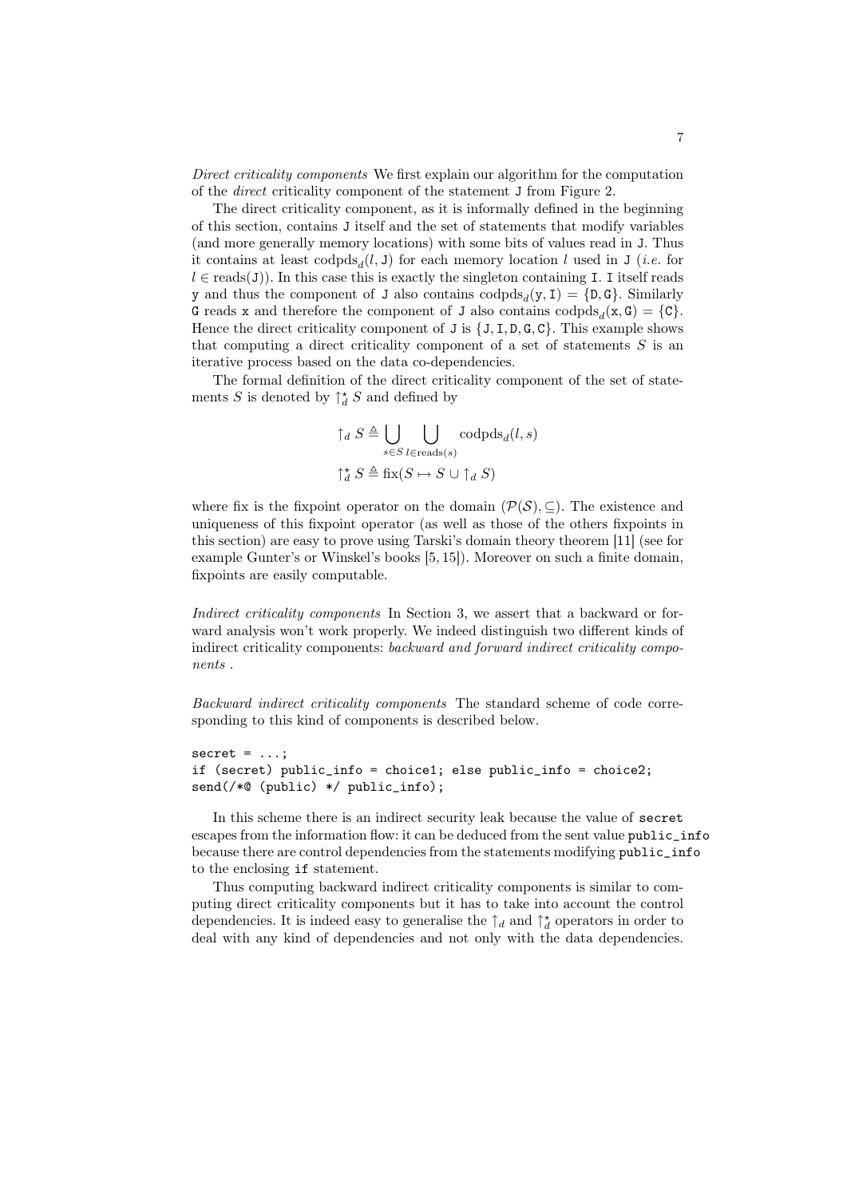*Direct criticality components* We first explain our algorithm for the computation of the *direct* criticality component of the statement `J` from Figure 2.

The direct criticality component, as it is informally defined in the beginning of this section, contains `J` itself and the set of statements that modify variables (and more generally memory locations) with some bits of values read in `J`. Thus it contains at least $\mathrm{codpds}_d(l, \mathtt{J})$ for each memory location $l$ used in `J` (*i.e.* for $l \in \mathrm{reads}(\mathtt{J})$). In this case this is exactly the singleton containing `I`. `I` itself reads `y` and thus the component of `J` also contains $\mathrm{codpds}_d(\mathtt{y}, \mathtt{I}) = \{\mathtt{D}, \mathtt{G}\}$. Similarly `G` reads `x` and therefore the component of `J` also contains $\mathrm{codpds}_d(\mathtt{x}, \mathtt{G}) = \{\mathtt{C}\}$. Hence the direct criticality component of `J` is $\{\mathtt{J}, \mathtt{I}, \mathtt{D}, \mathtt{G}, \mathtt{C}\}$. This example shows that computing a direct criticality component of a set of statements $S$ is an iterative process based on the data co-dependencies.

The formal definition of the direct criticality component of the set of statements $S$ is denoted by $\upharpoonleft_d^\star S$ and defined by

$$\upharpoonleft_d S \triangleq \bigcup_{s \in S} \bigcup_{l \in \mathrm{reads}(s)} \mathrm{codpds}_d(l, s)$$

$$\upharpoonleft_d^\star S \triangleq \mathrm{fix}(S \mapsto S \cup \upharpoonleft_d S)$$

where fix is the fixpoint operator on the domain $(\mathcal{P}(\mathcal{S}), \subseteq)$. The existence and uniqueness of this fixpoint operator (as well as those of the others fixpoints in this section) are easy to prove using Tarski's domain theory theorem [11] (see for example Gunter's or Winskel's books [5, 15]). Moreover on such a finite domain, fixpoints are easily computable.

*Indirect criticality components* In Section 3, we assert that a backward or forward analysis won't work properly. We indeed distinguish two different kinds of indirect criticality components: *backward and forward indirect criticality components* .

*Backward indirect criticality components* The standard scheme of code corresponding to this kind of components is described below.

```
secret = ...;
if (secret) public_info = choice1; else public_info = choice2;
send(/*@ (public) */ public_info);
```

In this scheme there is an indirect security leak because the value of `secret` escapes from the information flow: it can be deduced from the sent value `public_info` because there are control dependencies from the statements modifying `public_info` to the enclosing `if` statement.

Thus computing backward indirect criticality components is similar to computing direct criticality components but it has to take into account the control dependencies. It is indeed easy to generalise the $\upharpoonleft_d$ and $\upharpoonleft_d^\star$ operators in order to deal with any kind of dependencies and not only with the data dependencies.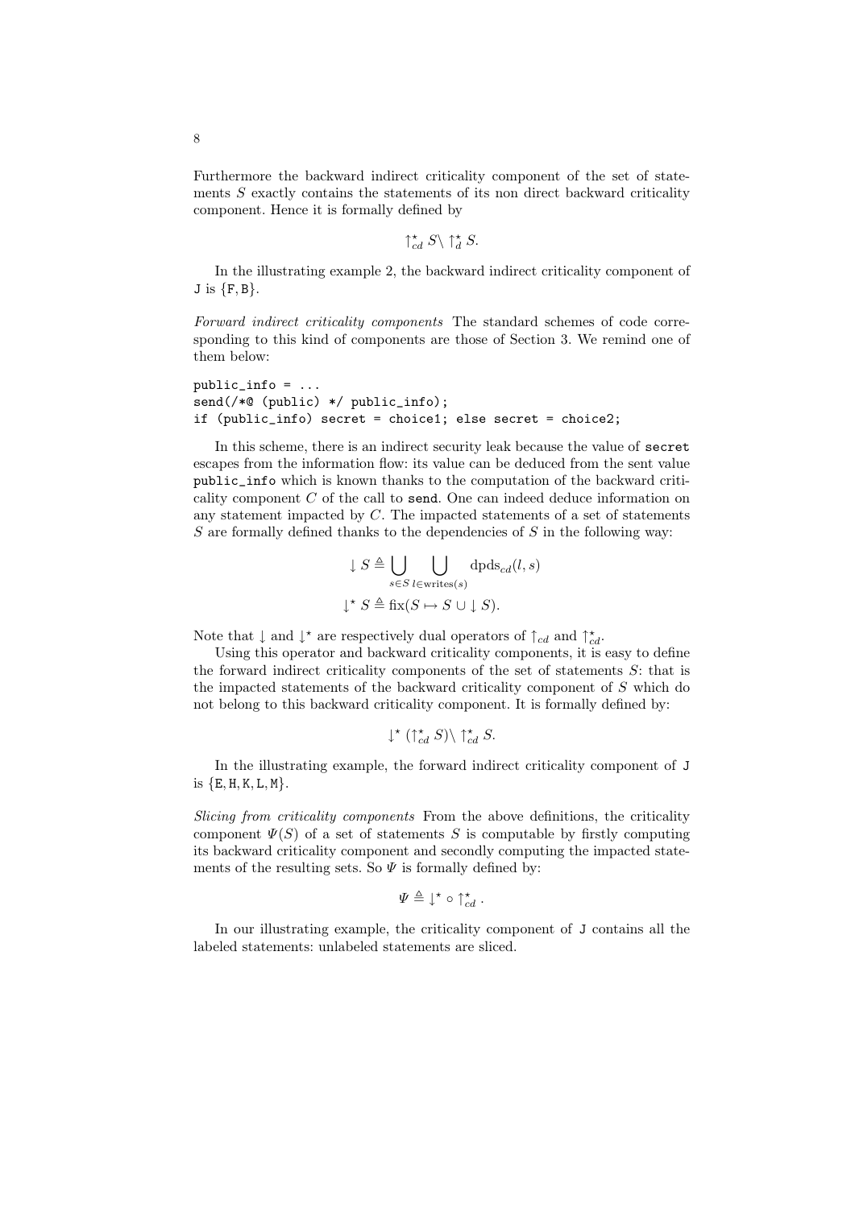Furthermore the backward indirect criticality component of the set of statements $S$ exactly contains the statements of its non direct backward criticality component. Hence it is formally defined by

$$\uparrow_{cd}^{\star} S \setminus \uparrow_{d}^{\star} S.$$

In the illustrating example 2, the backward indirect criticality component of J is $\{\mathtt{F}, \mathtt{B}\}$.

*Forward indirect criticality components* The standard schemes of code corresponding to this kind of components are those of Section 3. We remind one of them below:

```
public_info = ...
send(/*@ (public) */ public_info);
if (public_info) secret = choice1; else secret = choice2;
```

In this scheme, there is an indirect security leak because the value of `secret` escapes from the information flow: its value can be deduced from the sent value `public_info` which is known thanks to the computation of the backward criticality component $C$ of the call to `send`. One can indeed deduce information on any statement impacted by $C$. The impacted statements of a set of statements $S$ are formally defined thanks to the dependencies of $S$ in the following way:

$$\downarrow S \triangleq \bigcup_{s \in S} \bigcup_{l \in \text{writes}(s)} \text{dpds}_{cd}(l, s)$$

$$\downarrow^{\star} S \triangleq \text{fix}(S \mapsto S \cup \downarrow S).$$

Note that $\downarrow$ and $\downarrow^{\star}$ are respectively dual operators of $\uparrow_{cd}$ and $\uparrow_{cd}^{\star}$.

Using this operator and backward criticality components, it is easy to define the forward indirect criticality components of the set of statements $S$: that is the impacted statements of the backward criticality component of $S$ which do not belong to this backward criticality component. It is formally defined by:

$$\downarrow^{\star} (\uparrow_{cd}^{\star} S) \setminus \uparrow_{cd}^{\star} S.$$

In the illustrating example, the forward indirect criticality component of J is $\{\mathtt{E}, \mathtt{H}, \mathtt{K}, \mathtt{L}, \mathtt{M}\}$.

*Slicing from criticality components* From the above definitions, the criticality component $\Psi(S)$ of a set of statements $S$ is computable by firstly computing its backward criticality component and secondly computing the impacted statements of the resulting sets. So $\Psi$ is formally defined by:

$$\Psi \triangleq \downarrow^{\star} \circ \uparrow_{cd}^{\star}.$$

In our illustrating example, the criticality component of J contains all the labeled statements: unlabeled statements are sliced.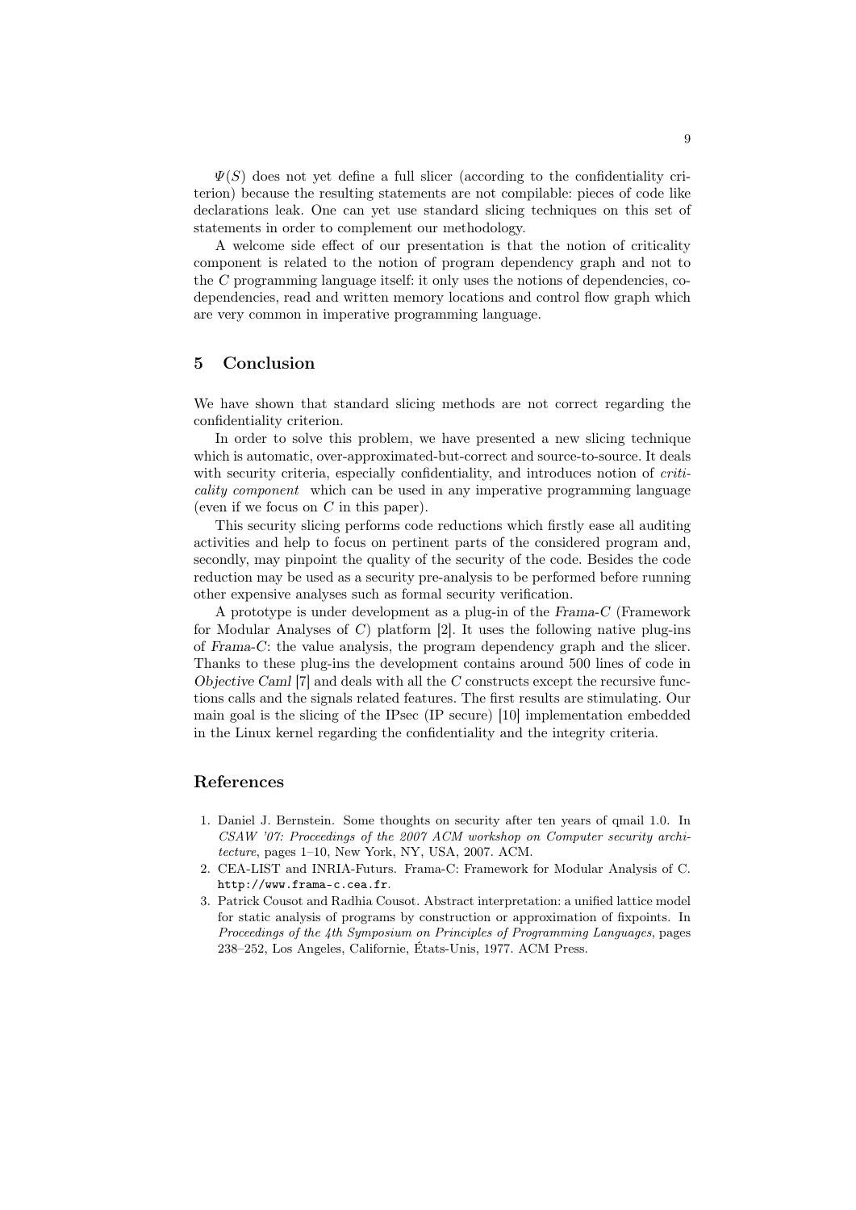$\Psi(S)$ does not yet define a full slicer (according to the confidentiality criterion) because the resulting statements are not compilable: pieces of code like declarations leak. One can yet use standard slicing techniques on this set of statements in order to complement our methodology.

A welcome side effect of our presentation is that the notion of criticality component is related to the notion of program dependency graph and not to the *C* programming language itself: it only uses the notions of dependencies, co-dependencies, read and written memory locations and control flow graph which are very common in imperative programming language.

## 5 Conclusion

We have shown that standard slicing methods are not correct regarding the confidentiality criterion.

In order to solve this problem, we have presented a new slicing technique which is automatic, over-approximated-but-correct and source-to-source. It deals with security criteria, especially confidentiality, and introduces notion of *criticality component* which can be used in any imperative programming language (even if we focus on *C* in this paper).

This security slicing performs code reductions which firstly ease all auditing activities and help to focus on pertinent parts of the considered program and, secondly, may pinpoint the quality of the security of the code. Besides the code reduction may be used as a security pre-analysis to be performed before running other expensive analyses such as formal security verification.

A prototype is under development as a plug-in of the *Frama-C* (Framework for Modular Analyses of *C*) platform [2]. It uses the following native plug-ins of *Frama-C*: the value analysis, the program dependency graph and the slicer. Thanks to these plug-ins the development contains around 500 lines of code in *Objective Caml* [7] and deals with all the *C* constructs except the recursive functions calls and the signals related features. The first results are stimulating. Our main goal is the slicing of the IPsec (IP secure) [10] implementation embedded in the Linux kernel regarding the confidentiality and the integrity criteria.

## References

1. Daniel J. Bernstein. Some thoughts on security after ten years of qmail 1.0. In *CSAW '07: Proceedings of the 2007 ACM workshop on Computer security architecture*, pages 1–10, New York, NY, USA, 2007. ACM.
2. CEA-LIST and INRIA-Futurs. Frama-C: Framework for Modular Analysis of C. `http://www.frama-c.cea.fr`.
3. Patrick Cousot and Radhia Cousot. Abstract interpretation: a unified lattice model for static analysis of programs by construction or approximation of fixpoints. In *Proceedings of the 4th Symposium on Principles of Programming Languages*, pages 238–252, Los Angeles, Californie, États-Unis, 1977. ACM Press.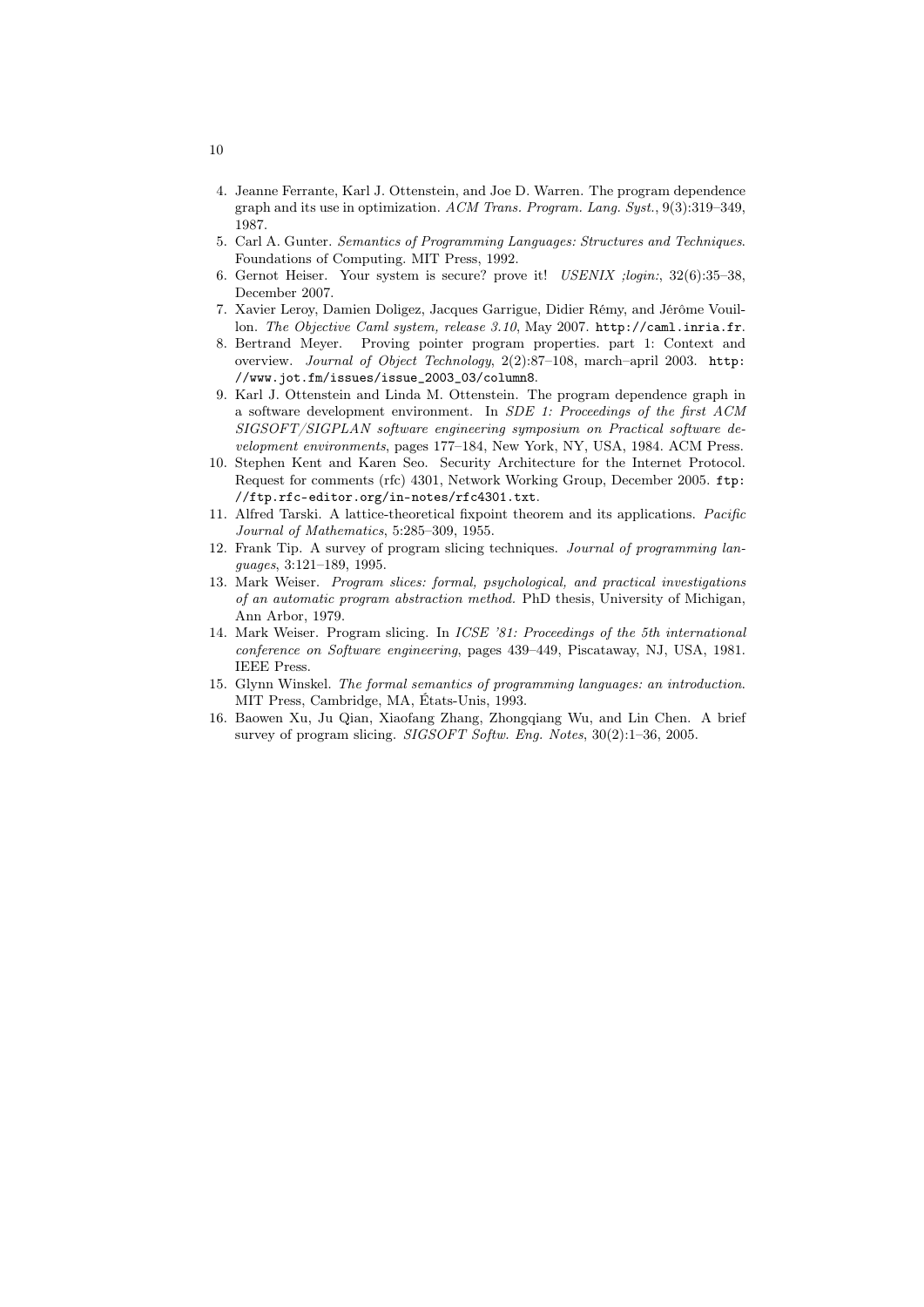4. Jeanne Ferrante, Karl J. Ottenstein, and Joe D. Warren. The program dependence graph and its use in optimization. *ACM Trans. Program. Lang. Syst.*, 9(3):319–349, 1987.
5. Carl A. Gunter. *Semantics of Programming Languages: Structures and Techniques*. Foundations of Computing. MIT Press, 1992.
6. Gernot Heiser. Your system is secure? prove it! *USENIX ;login:*, 32(6):35–38, December 2007.
7. Xavier Leroy, Damien Doligez, Jacques Garrigue, Didier Rémy, and Jérôme Vouillon. *The Objective Caml system, release 3.10*, May 2007. `http://caml.inria.fr`.
8. Bertrand Meyer. Proving pointer program properties. part 1: Context and overview. *Journal of Object Technology*, 2(2):87–108, march–april 2003. `http://www.jot.fm/issues/issue_2003_03/column8`.
9. Karl J. Ottenstein and Linda M. Ottenstein. The program dependence graph in a software development environment. In *SDE 1: Proceedings of the first ACM SIGSOFT/SIGPLAN software engineering symposium on Practical software development environments*, pages 177–184, New York, NY, USA, 1984. ACM Press.
10. Stephen Kent and Karen Seo. Security Architecture for the Internet Protocol. Request for comments (rfc) 4301, Network Working Group, December 2005. `ftp://ftp.rfc-editor.org/in-notes/rfc4301.txt`.
11. Alfred Tarski. A lattice-theoretical fixpoint theorem and its applications. *Pacific Journal of Mathematics*, 5:285–309, 1955.
12. Frank Tip. A survey of program slicing techniques. *Journal of programming languages*, 3:121–189, 1995.
13. Mark Weiser. *Program slices: formal, psychological, and practical investigations of an automatic program abstraction method.* PhD thesis, University of Michigan, Ann Arbor, 1979.
14. Mark Weiser. Program slicing. In *ICSE '81: Proceedings of the 5th international conference on Software engineering*, pages 439–449, Piscataway, NJ, USA, 1981. IEEE Press.
15. Glynn Winskel. *The formal semantics of programming languages: an introduction.* MIT Press, Cambridge, MA, États-Unis, 1993.
16. Baowen Xu, Ju Qian, Xiaofang Zhang, Zhongqiang Wu, and Lin Chen. A brief survey of program slicing. *SIGSOFT Softw. Eng. Notes*, 30(2):1–36, 2005.